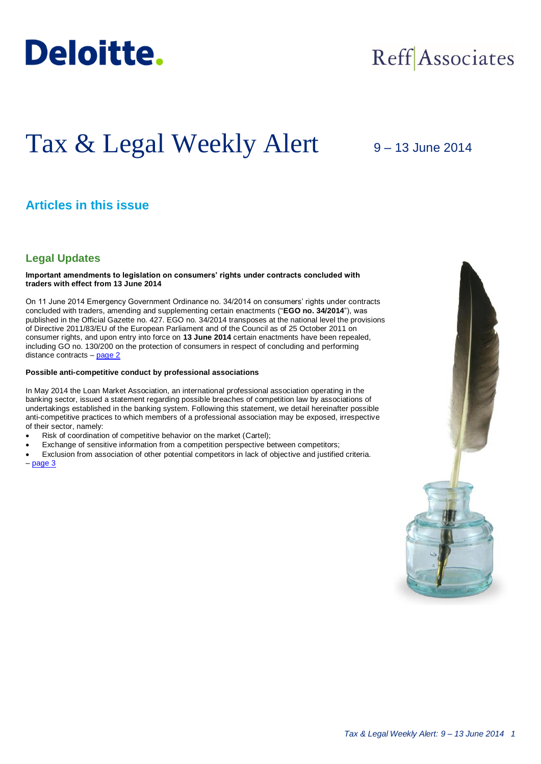Deloitte.

Reff Associates

# Tax & Legal Weekly Alert

9 – 13 June 2014

## Articles in this issue

### Legal Updates

**Important amendments to legislation on consumers' rights under contracts concluded with traders with effect from 13 June 2014**

On 11 June 2014 Emergency Government Ordinance no. 34/2014 on consumers' rights under contracts concluded with traders, amending and supplementing certain enactments ("**EGO no. 34/2014**"), was published in the Official Gazette no. 427. EGO no. 34/2014 transposes at the national level the provisions of Directive 2011/83/EU of the European Parliament and of the Council as of 25 October 2011 on consumer rights, and upon entry into force on **13 June 2014** certain enactments have been repealed, including GO no. 130/200 on the protection of consumers in respect of concluding and performing distance contracts – page 2

**Possible anti-competitive conduct by professional associations**

In May 2014 the Loan Market Association, an international professional association operating in the banking sector, issued a statement regarding possible breaches of competition law by associations of undertakings established in the banking system. Following this statement, we detail hereinafter possible anti-competitive practices to which members of a professional association may be exposed, irrespective of their sector, namely:

- Risk of coordination of competitive behavior on the market (Cartel);
- Exchange of sensitive information from a competition perspective between competitors;
- Exclusion from association of other potential competitors in lack of objective and justified criteria.

– page 3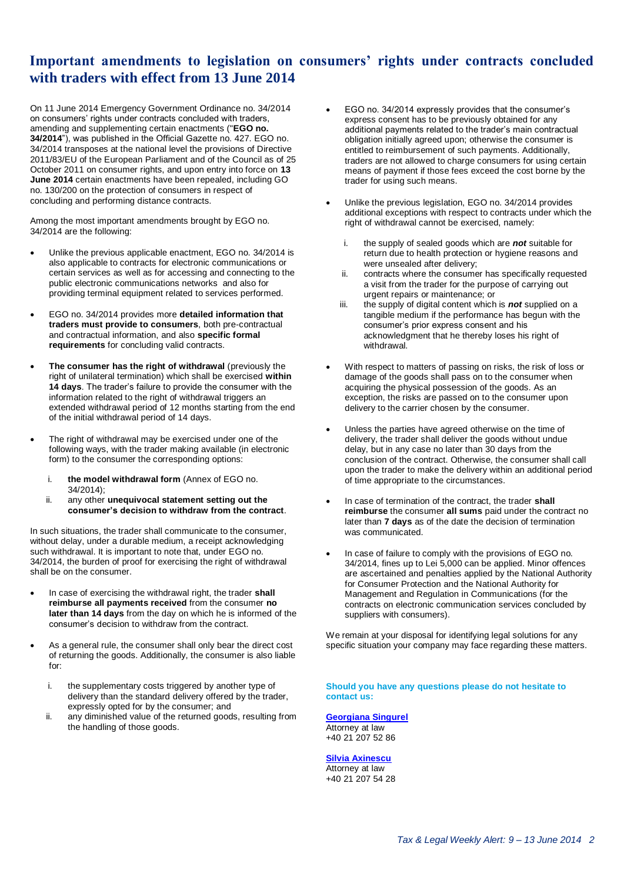# Important amendments to legislation on consumers' rights under contracts concluded with traders with effect from 13 June 2014

On 11 June 2014 Emergency Government Ordinance no. 34/2014 on consumers' rights under contracts concluded with traders, amending and supplementing certain enactments ("**EGO no. 34/2014**"), was published in the Official Gazette no. 427. EGO no. 34/2014 transposes at the national level the provisions of Directive 2011/83/EU of the European Parliament and of the Council as of 25 October 2011 on consumer rights, and upon entry into force on **13 June 2014** certain enactments have been repealed, including GO no. 130/200 on the protection of consumers in respect of concluding and performing distance contracts.

Among the most important amendments brought by EGO no. 34/2014 are the following:

- Unlike the previous applicable enactment, EGO no. 34/2014 is also applicable to contracts for electronic communications or certain services as well as for accessing and connecting to the public electronic communications networks and also for providing terminal equipment related to services performed.

- EGO no. 34/2014 provides more **detailed information that traders must provide to consumers**, both pre-contractual and contractual information, and also **specific formal requirements** for concluding valid contracts.

- **The consumer has the right of withdrawal** (previously the right of unilateral termination) which shall be exercised **within 14 days**. The trader's failure to provide the consumer with the information related to the right of withdrawal triggers an extended withdrawal period of 12 months starting from the end of the initial withdrawal period of 14 days.

- The right of withdrawal may be exercised under one of the following ways, with the trader making available (in electronic form) to the consumer the corresponding options:

  i. **the model withdrawal form** (Annex of EGO no. 34/2014);
  ii. any other **unequivocal statement setting out the consumer's decision to withdraw from the contract**.

In such situations, the trader shall communicate to the consumer, without delay, under a durable medium, a receipt acknowledging such withdrawal. It is important to note that, under EGO no. 34/2014, the burden of proof for exercising the right of withdrawal shall be on the consumer.

- In case of exercising the withdrawal right, the trader **shall reimburse all payments received** from the consumer **no later than 14 days** from the day on which he is informed of the consumer's decision to withdraw from the contract.

- As a general rule, the consumer shall only bear the direct cost of returning the goods. Additionally, the consumer is also liable for:

  i. the supplementary costs triggered by another type of delivery than the standard delivery offered by the trader, expressly opted for by the consumer; and
  ii. any diminished value of the returned goods, resulting from the handling of those goods.

- EGO no. 34/2014 expressly provides that the consumer's express consent has to be previously obtained for any additional payments related to the trader's main contractual obligation initially agreed upon; otherwise the consumer is entitled to reimbursement of such payments. Additionally, traders are not allowed to charge consumers for using certain means of payment if those fees exceed the cost borne by the trader for using such means.

- Unlike the previous legislation, EGO no. 34/2014 provides additional exceptions with respect to contracts under which the right of withdrawal cannot be exercised, namely:

  i. the supply of sealed goods which are ***not*** suitable for return due to health protection or hygiene reasons and were unsealed after delivery;
  ii. contracts where the consumer has specifically requested a visit from the trader for the purpose of carrying out urgent repairs or maintenance; or
  iii. the supply of digital content which is ***not*** supplied on a tangible medium if the performance has begun with the consumer's prior express consent and his acknowledgment that he thereby loses his right of withdrawal.

- With respect to matters of passing on risks, the risk of loss or damage of the goods shall pass on to the consumer when acquiring the physical possession of the goods. As an exception, the risks are passed on to the consumer upon delivery to the carrier chosen by the consumer.

- Unless the parties have agreed otherwise on the time of delivery, the trader shall deliver the goods without undue delay, but in any case no later than 30 days from the conclusion of the contract. Otherwise, the consumer shall call upon the trader to make the delivery within an additional period of time appropriate to the circumstances.

- In case of termination of the contract, the trader **shall reimburse** the consumer **all sums** paid under the contract no later than **7 days** as of the date the decision of termination was communicated.

- In case of failure to comply with the provisions of EGO no. 34/2014, fines up to Lei 5,000 can be applied. Minor offences are ascertained and penalties applied by the National Authority for Consumer Protection and the National Authority for Management and Regulation in Communications (for the contracts on electronic communication services concluded by suppliers with consumers).

We remain at your disposal for identifying legal solutions for any specific situation your company may face regarding these matters.

**Should you have any questions please do not hesitate to contact us:**

**Georgiana Singurel**
Attorney at law
+40 21 207 52 86

**Silvia Axinescu**
Attorney at law
+40 21 207 54 28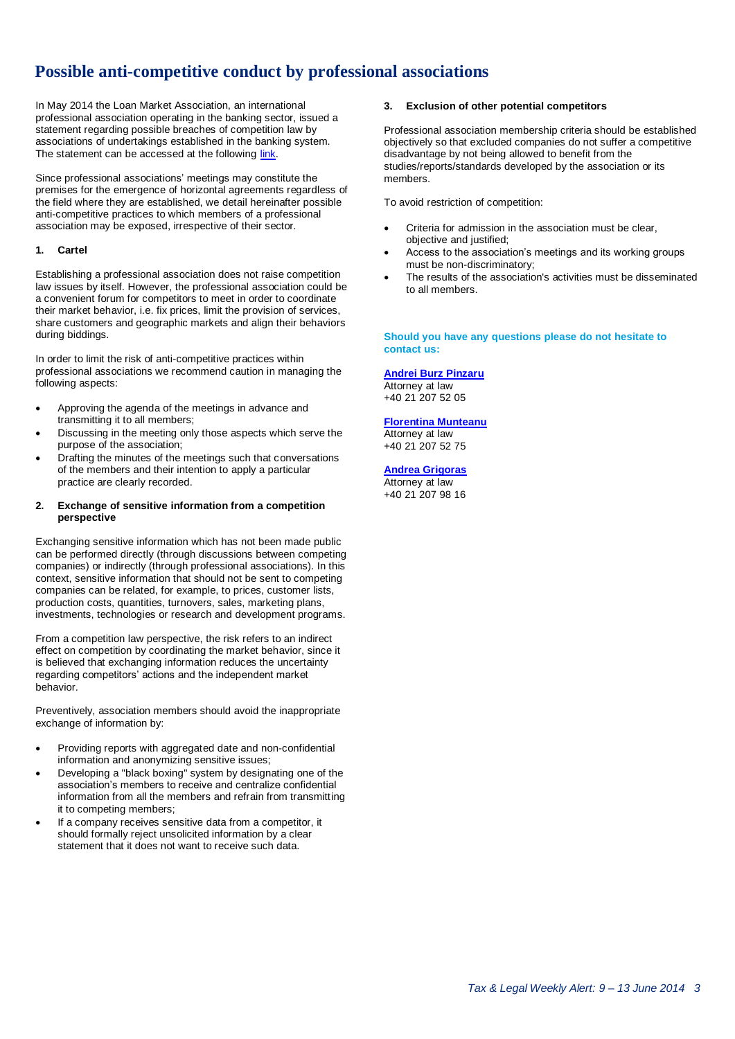# Possible anti-competitive conduct by professional associations

In May 2014 the Loan Market Association, an international professional association operating in the banking sector, issued a statement regarding possible breaches of competition law by associations of undertakings established in the banking system. The statement can be accessed at the following link.

Since professional associations' meetings may constitute the premises for the emergence of horizontal agreements regardless of the field where they are established, we detail hereinafter possible anti-competitive practices to which members of a professional association may be exposed, irrespective of their sector.

**1. Cartel**

Establishing a professional association does not raise competition law issues by itself. However, the professional association could be a convenient forum for competitors to meet in order to coordinate their market behavior, i.e. fix prices, limit the provision of services, share customers and geographic markets and align their behaviors during biddings.

In order to limit the risk of anti-competitive practices within professional associations we recommend caution in managing the following aspects:

- Approving the agenda of the meetings in advance and transmitting it to all members;
- Discussing in the meeting only those aspects which serve the purpose of the association;
- Drafting the minutes of the meetings such that conversations of the members and their intention to apply a particular practice are clearly recorded.

**2. Exchange of sensitive information from a competition perspective**

Exchanging sensitive information which has not been made public can be performed directly (through discussions between competing companies) or indirectly (through professional associations). In this context, sensitive information that should not be sent to competing companies can be related, for example, to prices, customer lists, production costs, quantities, turnovers, sales, marketing plans, investments, technologies or research and development programs.

From a competition law perspective, the risk refers to an indirect effect on competition by coordinating the market behavior, since it is believed that exchanging information reduces the uncertainty regarding competitors' actions and the independent market behavior.

Preventively, association members should avoid the inappropriate exchange of information by:

- Providing reports with aggregated date and non-confidential information and anonymizing sensitive issues;
- Developing a "black boxing" system by designating one of the association's members to receive and centralize confidential information from all the members and refrain from transmitting it to competing members;
- If a company receives sensitive data from a competitor, it should formally reject unsolicited information by a clear statement that it does not want to receive such data.

**3. Exclusion of other potential competitors**

Professional association membership criteria should be established objectively so that excluded companies do not suffer a competitive disadvantage by not being allowed to benefit from the studies/reports/standards developed by the association or its members.

To avoid restriction of competition:

- Criteria for admission in the association must be clear, objective and justified;
- Access to the association's meetings and its working groups must be non-discriminatory;
- The results of the association's activities must be disseminated to all members.

**Should you have any questions please do not hesitate to contact us:**

**Andrei Burz Pinzaru**
Attorney at law
+40 21 207 52 05

**Florentina Munteanu**
Attorney at law
+40 21 207 52 75

**Andrea Grigoras**
Attorney at law
+40 21 207 98 16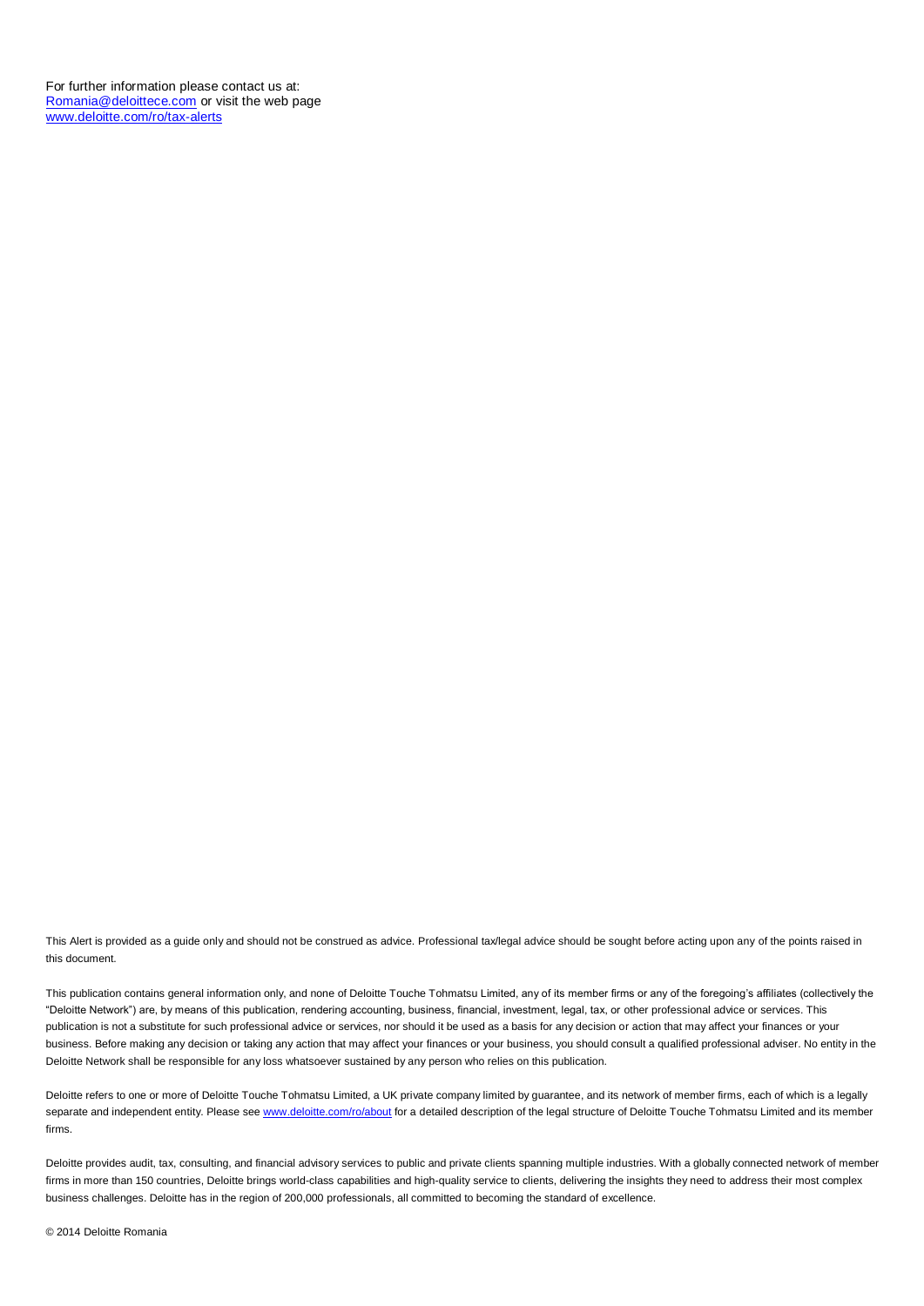For further information please contact us at:
[Romania@deloittece.com](mailto:Romania@deloittece.com) or visit the web page
[www.deloitte.com/ro/tax-alerts](http://www.deloitte.com/ro/tax-alerts)

This Alert is provided as a guide only and should not be construed as advice. Professional tax/legal advice should be sought before acting upon any of the points raised in this document.

This publication contains general information only, and none of Deloitte Touche Tohmatsu Limited, any of its member firms or any of the foregoing's affiliates (collectively the "Deloitte Network") are, by means of this publication, rendering accounting, business, financial, investment, legal, tax, or other professional advice or services. This publication is not a substitute for such professional advice or services, nor should it be used as a basis for any decision or action that may affect your finances or your business. Before making any decision or taking any action that may affect your finances or your business, you should consult a qualified professional adviser. No entity in the Deloitte Network shall be responsible for any loss whatsoever sustained by any person who relies on this publication.

Deloitte refers to one or more of Deloitte Touche Tohmatsu Limited, a UK private company limited by guarantee, and its network of member firms, each of which is a legally separate and independent entity. Please see [www.deloitte.com/ro/about](http://www.deloitte.com/ro/about) for a detailed description of the legal structure of Deloitte Touche Tohmatsu Limited and its member firms.

Deloitte provides audit, tax, consulting, and financial advisory services to public and private clients spanning multiple industries. With a globally connected network of member firms in more than 150 countries, Deloitte brings world-class capabilities and high-quality service to clients, delivering the insights they need to address their most complex business challenges. Deloitte has in the region of 200,000 professionals, all committed to becoming the standard of excellence.

© 2014 Deloitte Romania